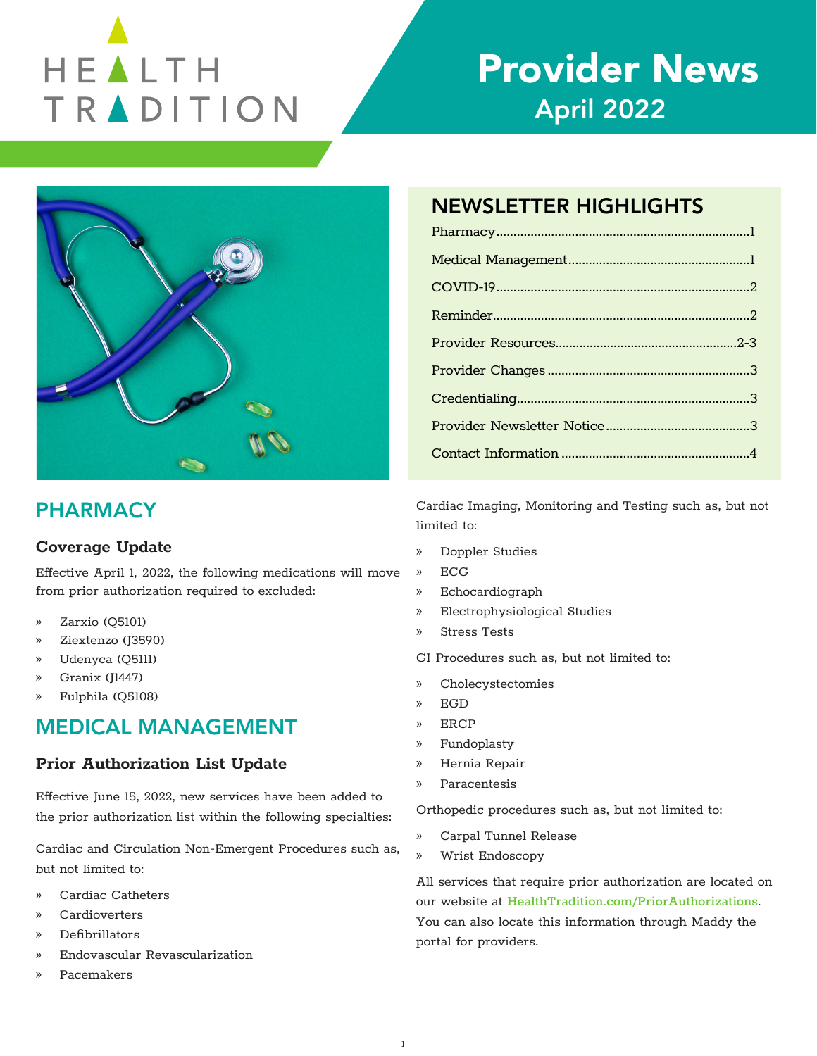# HEALTH TRADITION

# Provider News
## April 2022

## NEWSLETTER HIGHLIGHTS

- Pharmacy ........ 1
- Medical Management ........ 1
- COVID-19 ........ 2
- Reminder ........ 2
- Provider Resources ........ 2-3
- Provider Changes ........ 3
- Credentialing ........ 3
- Provider Newsletter Notice ........ 3
- Contact Information ........ 4

## PHARMACY

### Coverage Update

Effective April 1, 2022, the following medications will move from prior authorization required to excluded:

- Zarxio (Q5101)
- Ziextenzo (J3590)
- Udenyca (Q5111)
- Granix (J1447)
- Fulphila (Q5108)

## MEDICAL MANAGEMENT

### Prior Authorization List Update

Effective June 15, 2022, new services have been added to the prior authorization list within the following specialties:

Cardiac and Circulation Non-Emergent Procedures such as, but not limited to:

- Cardiac Catheters
- Cardioverters
- Defibrillators
- Endovascular Revascularization
- Pacemakers

Cardiac Imaging, Monitoring and Testing such as, but not limited to:

- Doppler Studies
- ECG
- Echocardiograph
- Electrophysiological Studies
- Stress Tests

GI Procedures such as, but not limited to:

- Cholecystectomies
- EGD
- ERCP
- Fundoplasty
- Hernia Repair
- Paracentesis

Orthopedic procedures such as, but not limited to:

- Carpal Tunnel Release
- Wrist Endoscopy

All services that require prior authorization are located on our website at **HealthTradition.com/PriorAuthorizations**. You can also locate this information through Maddy the portal for providers.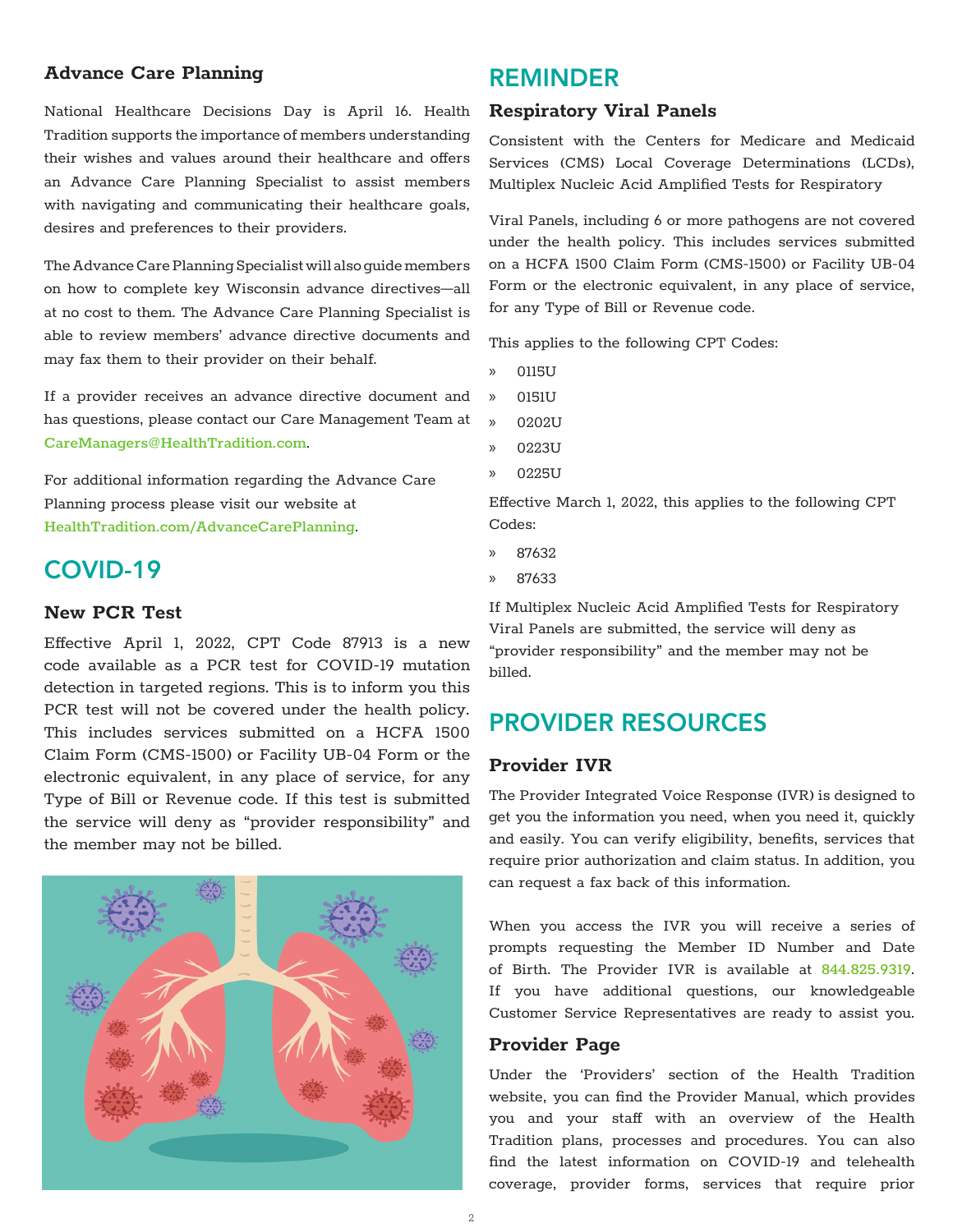### Advance Care Planning

National Healthcare Decisions Day is April 16. Health Tradition supports the importance of members understanding their wishes and values around their healthcare and offers an Advance Care Planning Specialist to assist members with navigating and communicating their healthcare goals, desires and preferences to their providers.

The Advance Care Planning Specialist will also guide members on how to complete key Wisconsin advance directives—all at no cost to them. The Advance Care Planning Specialist is able to review members' advance directive documents and may fax them to their provider on their behalf.

If a provider receives an advance directive document and has questions, please contact our Care Management Team at CareManagers@HealthTradition.com.

For additional information regarding the Advance Care Planning process please visit our website at HealthTradition.com/AdvanceCarePlanning.

## COVID-19

### New PCR Test

Effective April 1, 2022, CPT Code 87913 is a new code available as a PCR test for COVID-19 mutation detection in targeted regions. This is to inform you this PCR test will not be covered under the health policy. This includes services submitted on a HCFA 1500 Claim Form (CMS-1500) or Facility UB-04 Form or the electronic equivalent, in any place of service, for any Type of Bill or Revenue code. If this test is submitted the service will deny as "provider responsibility" and the member may not be billed.

## REMINDER

### Respiratory Viral Panels

Consistent with the Centers for Medicare and Medicaid Services (CMS) Local Coverage Determinations (LCDs), Multiplex Nucleic Acid Amplified Tests for Respiratory Viral Panels, including 6 or more pathogens are not covered under the health policy. This includes services submitted on a HCFA 1500 Claim Form (CMS-1500) or Facility UB-04 Form or the electronic equivalent, in any place of service, for any Type of Bill or Revenue code.

This applies to the following CPT Codes:

- 0115U
- 0151U
- 0202U
- 0223U
- 0225U

Effective March 1, 2022, this applies to the following CPT Codes:

- 87632
- 87633

If Multiplex Nucleic Acid Amplified Tests for Respiratory Viral Panels are submitted, the service will deny as "provider responsibility" and the member may not be billed.

## PROVIDER RESOURCES

### Provider IVR

The Provider Integrated Voice Response (IVR) is designed to get you the information you need, when you need it, quickly and easily. You can verify eligibility, benefits, services that require prior authorization and claim status. In addition, you can request a fax back of this information.

When you access the IVR you will receive a series of prompts requesting the Member ID Number and Date of Birth. The Provider IVR is available at 844.825.9319. If you have additional questions, our knowledgeable Customer Service Representatives are ready to assist you.

### Provider Page

Under the 'Providers' section of the Health Tradition website, you can find the Provider Manual, which provides you and your staff with an overview of the Health Tradition plans, processes and procedures. You can also find the latest information on COVID-19 and telehealth coverage, provider forms, services that require prior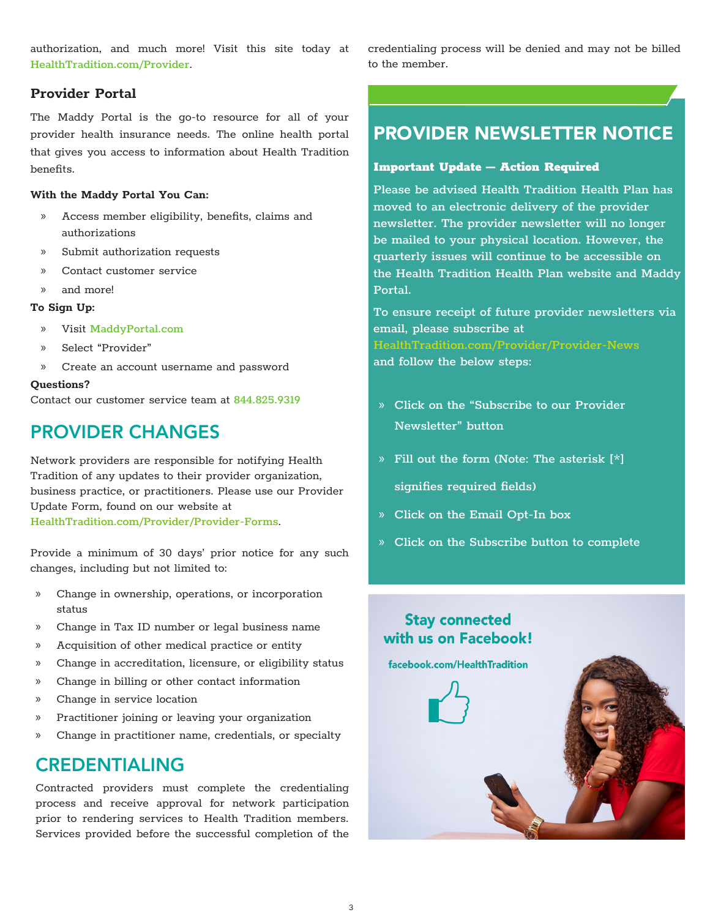authorization, and much more! Visit this site today at HealthTradition.com/Provider.

### Provider Portal

The Maddy Portal is the go-to resource for all of your provider health insurance needs. The online health portal that gives you access to information about Health Tradition benefits.

**With the Maddy Portal You Can:**

- Access member eligibility, benefits, claims and authorizations
- Submit authorization requests
- Contact customer service
- and more!

**To Sign Up:**

- Visit MaddyPortal.com
- Select "Provider"
- Create an account username and password

**Questions?**

Contact our customer service team at 844.825.9319

## PROVIDER CHANGES

Network providers are responsible for notifying Health Tradition of any updates to their provider organization, business practice, or practitioners. Please use our Provider Update Form, found on our website at HealthTradition.com/Provider/Provider-Forms.

Provide a minimum of 30 days' prior notice for any such changes, including but not limited to:

- Change in ownership, operations, or incorporation status
- Change in Tax ID number or legal business name
- Acquisition of other medical practice or entity
- Change in accreditation, licensure, or eligibility status
- Change in billing or other contact information
- Change in service location
- Practitioner joining or leaving your organization
- Change in practitioner name, credentials, or specialty

## CREDENTIALING

Contracted providers must complete the credentialing process and receive approval for network participation prior to rendering services to Health Tradition members. Services provided before the successful completion of the credentialing process will be denied and may not be billed to the member.

## PROVIDER NEWSLETTER NOTICE

**Important Update — Action Required**

Please be advised Health Tradition Health Plan has moved to an electronic delivery of the provider newsletter. The provider newsletter will no longer be mailed to your physical location. However, the quarterly issues will continue to be accessible on the Health Tradition Health Plan website and Maddy Portal.

To ensure receipt of future provider newsletters via email, please subscribe at HealthTradition.com/Provider/Provider-News and follow the below steps:

- Click on the "Subscribe to our Provider Newsletter" button
- Fill out the form (Note: The asterisk [*] signifies required fields)
- Click on the Email Opt-In box
- Click on the Subscribe button to complete

**Stay connected with us on Facebook!**

facebook.com/HealthTradition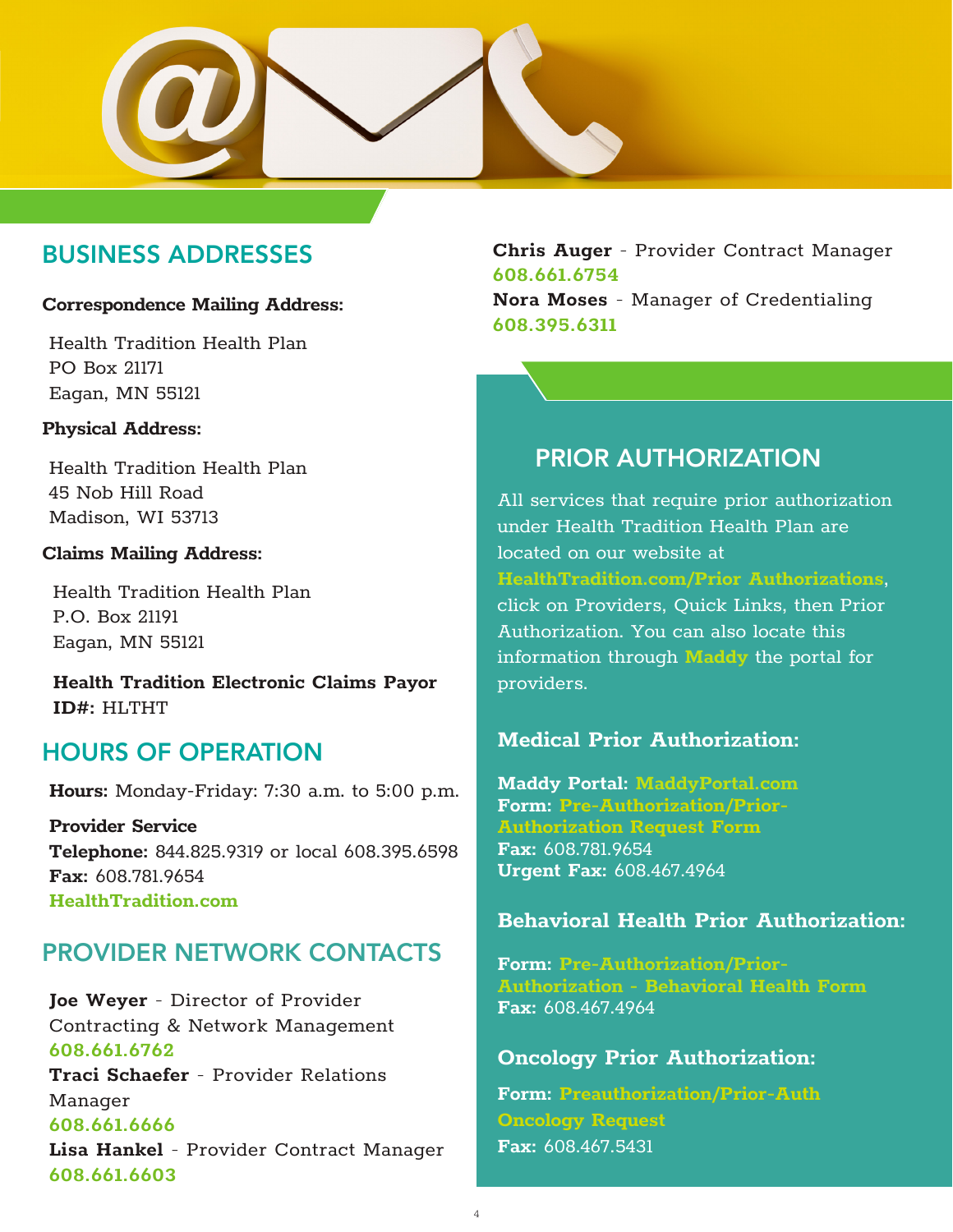## BUSINESS ADDRESSES

**Correspondence Mailing Address:**

Health Tradition Health Plan
PO Box 21171
Eagan, MN 55121

**Physical Address:**

Health Tradition Health Plan
45 Nob Hill Road
Madison, WI 53713

**Claims Mailing Address:**

Health Tradition Health Plan
P.O. Box 21191
Eagan, MN 55121

**Health Tradition Electronic Claims Payor ID#:** HLTHT

## HOURS OF OPERATION

**Hours:** Monday-Friday: 7:30 a.m. to 5:00 p.m.

**Provider Service**
**Telephone:** 844.825.9319 or local 608.395.6598
**Fax:** 608.781.9654
**HealthTradition.com**

## PROVIDER NETWORK CONTACTS

**Joe Weyer** - Director of Provider Contracting & Network Management
**608.661.6762**
**Traci Schaefer** - Provider Relations Manager
**608.661.6666**
**Lisa Hankel** - Provider Contract Manager
**608.661.6603**
**Chris Auger** - Provider Contract Manager
**608.661.6754**
**Nora Moses** - Manager of Credentialing
**608.395.6311**

## PRIOR AUTHORIZATION

All services that require prior authorization under Health Tradition Health Plan are located on our website at **HealthTradition.com/Prior Authorizations**, click on Providers, Quick Links, then Prior Authorization. You can also locate this information through **Maddy** the portal for providers.

### Medical Prior Authorization:

**Maddy Portal: MaddyPortal.com**
**Form: Pre-Authorization/Prior-Authorization Request Form**
**Fax:** 608.781.9654
**Urgent Fax:** 608.467.4964

### Behavioral Health Prior Authorization:

**Form: Pre-Authorization/Prior-Authorization - Behavioral Health Form**
**Fax:** 608.467.4964

### Oncology Prior Authorization:

**Form: Preauthorization/Prior-Auth Oncology Request**
**Fax:** 608.467.5431